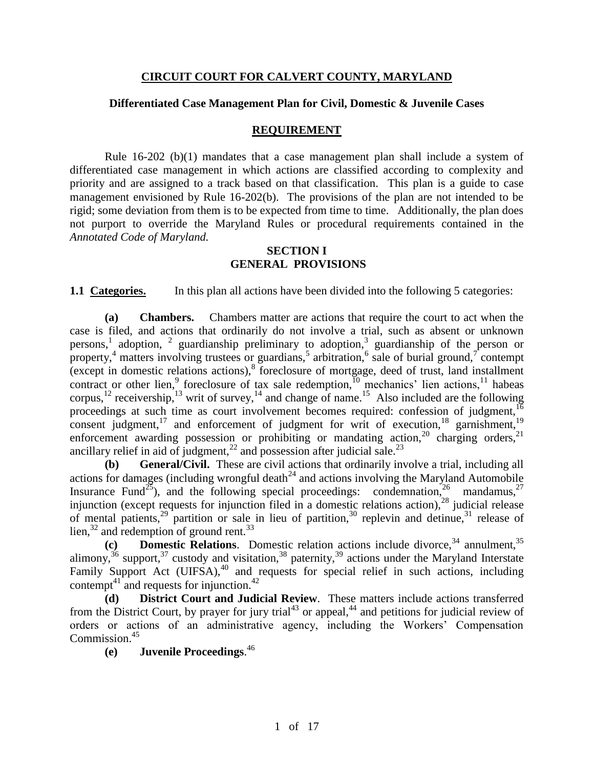**CIRCUIT COURT FOR CALVERT COUNTY, MARYLAND**

**Differentiated Case Management Plan for Civil, Domestic & Juvenile Cases**

**REQUIREMENT**

Rule 16-202 (b)(1) mandates that a case management plan shall include a system of differentiated case management in which actions are classified according to complexity and priority and are assigned to a track based on that classification. This plan is a guide to case management envisioned by Rule 16-202(b). The provisions of the plan are not intended to be rigid; some deviation from them is to be expected from time to time. Additionally, the plan does not purport to override the Maryland Rules or procedural requirements contained in the *Annotated Code of Maryland.*

**SECTION I**
**GENERAL PROVISIONS**

**1.1 Categories.** In this plan all actions have been divided into the following 5 categories:

**(a) Chambers.** Chambers matter are actions that require the court to act when the case is filed, and actions that ordinarily do not involve a trial, such as absent or unknown persons,[1] adoption, [2] guardianship preliminary to adoption,[3] guardianship of the person or property,[4] matters involving trustees or guardians,[5] arbitration,[6] sale of burial ground,[7] contempt (except in domestic relations actions),[8] foreclosure of mortgage, deed of trust, land installment contract or other lien,[9] foreclosure of tax sale redemption,[10] mechanics' lien actions,[11] habeas corpus,[12] receivership,[13] writ of survey,[14] and change of name.[15] Also included are the following proceedings at such time as court involvement becomes required: confession of judgment,[16] consent judgment,[17] and enforcement of judgment for writ of execution,[18] garnishment,[19] enforcement awarding possession or prohibiting or mandating action,[20] charging orders,[21] ancillary relief in aid of judgment,[22] and possession after judicial sale.[23]

**(b) General/Civil.** These are civil actions that ordinarily involve a trial, including all actions for damages (including wrongful death[24] and actions involving the Maryland Automobile Insurance Fund[25]), and the following special proceedings: condemnation,[26] mandamus,[27] injunction (except requests for injunction filed in a domestic relations action),[28] judicial release of mental patients,[29] partition or sale in lieu of partition,[30] replevin and detinue,[31] release of lien,[32] and redemption of ground rent.[33]

**(c) Domestic Relations**. Domestic relation actions include divorce,[34] annulment,[35] alimony,[36] support,[37] custody and visitation,[38] paternity,[39] actions under the Maryland Interstate Family Support Act (UIFSA),[40] and requests for special relief in such actions, including contempt[41] and requests for injunction.[42]

**(d) District Court and Judicial Review**. These matters include actions transferred from the District Court, by prayer for jury trial[43] or appeal,[44] and petitions for judicial review of orders or actions of an administrative agency, including the Workers' Compensation Commission.[45]

**(e) Juvenile Proceedings**.[46]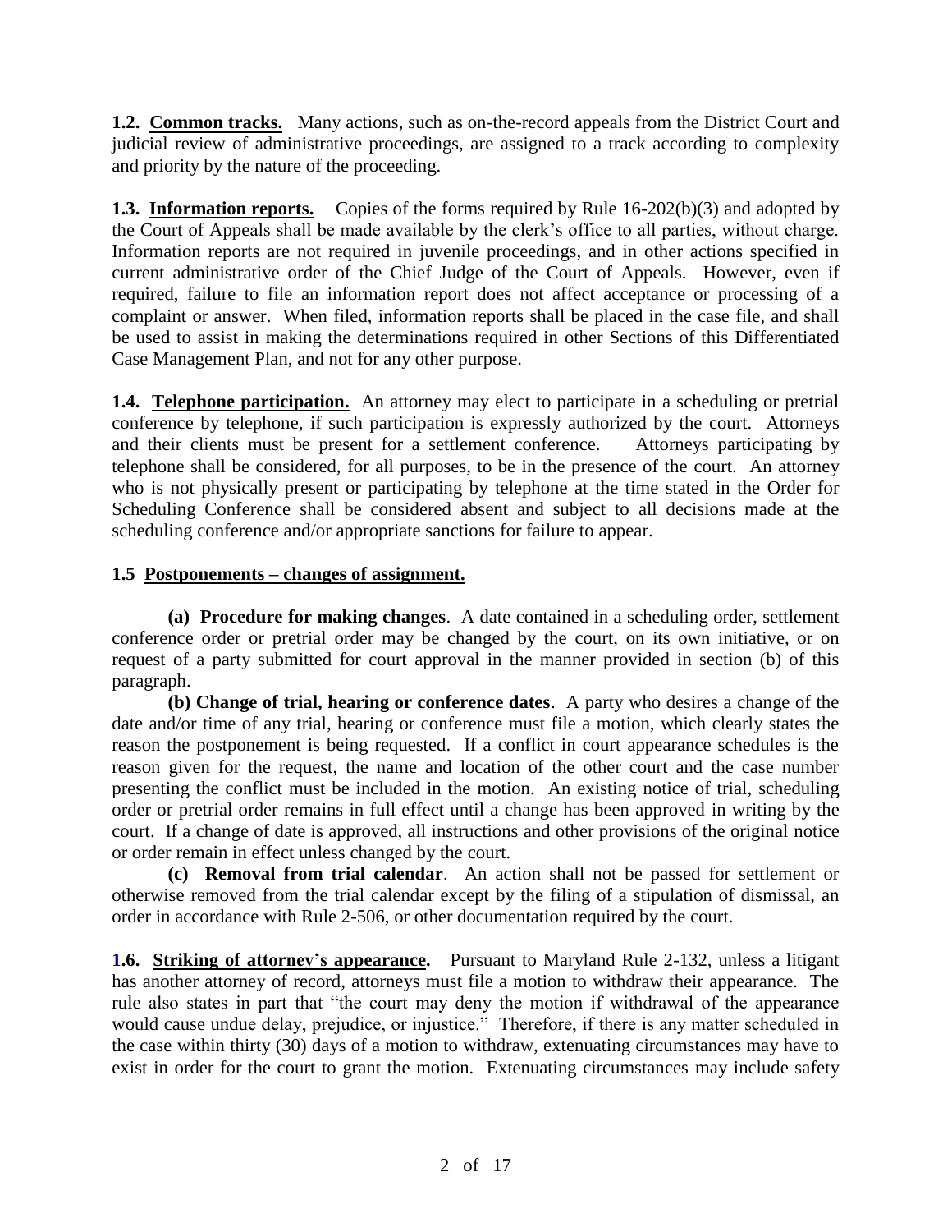**1.2. Common tracks.** Many actions, such as on-the-record appeals from the District Court and judicial review of administrative proceedings, are assigned to a track according to complexity and priority by the nature of the proceeding.

**1.3. Information reports.** Copies of the forms required by Rule 16-202(b)(3) and adopted by the Court of Appeals shall be made available by the clerk's office to all parties, without charge. Information reports are not required in juvenile proceedings, and in other actions specified in current administrative order of the Chief Judge of the Court of Appeals. However, even if required, failure to file an information report does not affect acceptance or processing of a complaint or answer. When filed, information reports shall be placed in the case file, and shall be used to assist in making the determinations required in other Sections of this Differentiated Case Management Plan, and not for any other purpose.

**1.4. Telephone participation.** An attorney may elect to participate in a scheduling or pretrial conference by telephone, if such participation is expressly authorized by the court. Attorneys and their clients must be present for a settlement conference. Attorneys participating by telephone shall be considered, for all purposes, to be in the presence of the court. An attorney who is not physically present or participating by telephone at the time stated in the Order for Scheduling Conference shall be considered absent and subject to all decisions made at the scheduling conference and/or appropriate sanctions for failure to appear.

**1.5 Postponements – changes of assignment.**

**(a) Procedure for making changes**. A date contained in a scheduling order, settlement conference order or pretrial order may be changed by the court, on its own initiative, or on request of a party submitted for court approval in the manner provided in section (b) of this paragraph.

**(b) Change of trial, hearing or conference dates**. A party who desires a change of the date and/or time of any trial, hearing or conference must file a motion, which clearly states the reason the postponement is being requested. If a conflict in court appearance schedules is the reason given for the request, the name and location of the other court and the case number presenting the conflict must be included in the motion. An existing notice of trial, scheduling order or pretrial order remains in full effect until a change has been approved in writing by the court. If a change of date is approved, all instructions and other provisions of the original notice or order remain in effect unless changed by the court.

**(c) Removal from trial calendar**. An action shall not be passed for settlement or otherwise removed from the trial calendar except by the filing of a stipulation of dismissal, an order in accordance with Rule 2-506, or other documentation required by the court.

**1.6. Striking of attorney's appearance.** Pursuant to Maryland Rule 2-132, unless a litigant has another attorney of record, attorneys must file a motion to withdraw their appearance. The rule also states in part that "the court may deny the motion if withdrawal of the appearance would cause undue delay, prejudice, or injustice." Therefore, if there is any matter scheduled in the case within thirty (30) days of a motion to withdraw, extenuating circumstances may have to exist in order for the court to grant the motion. Extenuating circumstances may include safety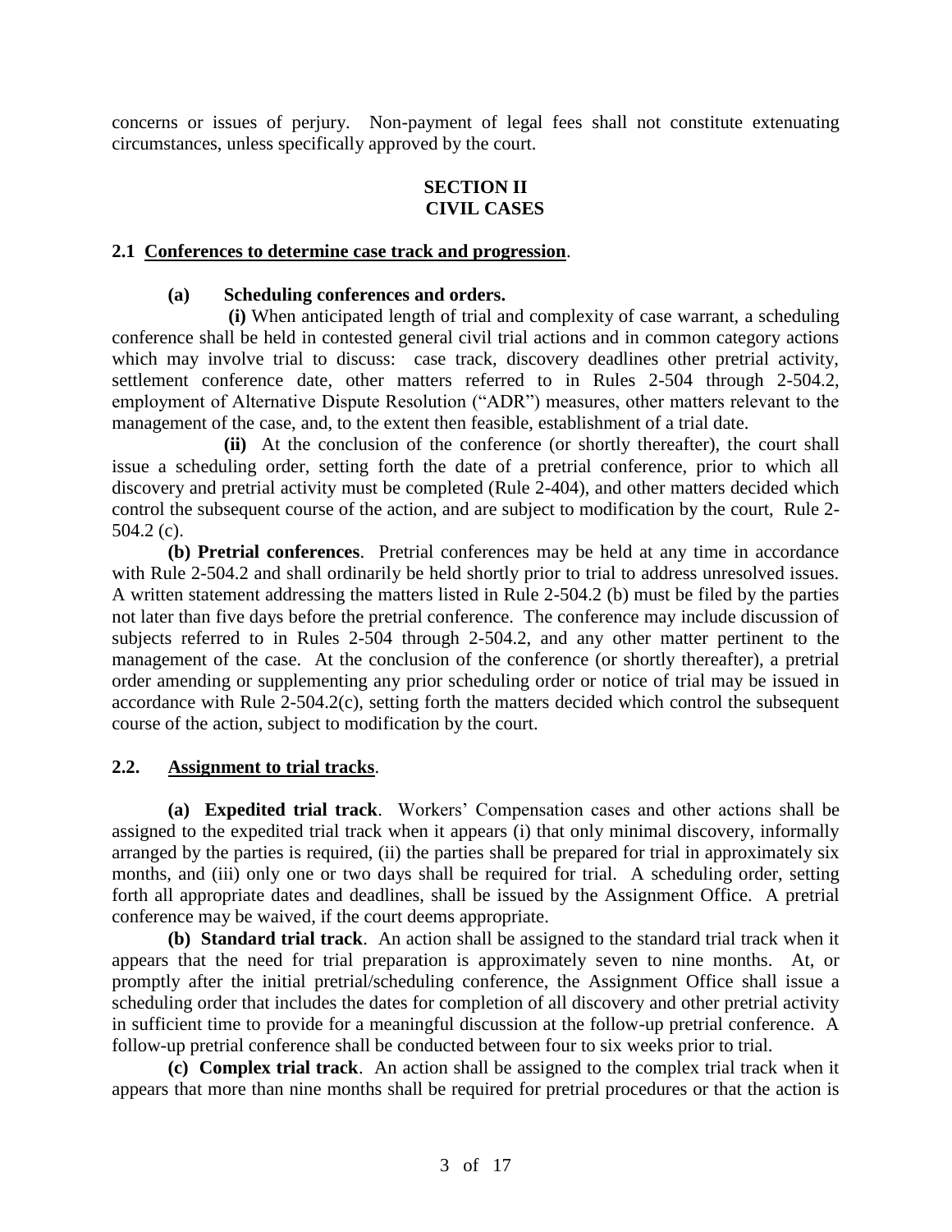concerns or issues of perjury. Non-payment of legal fees shall not constitute extenuating circumstances, unless specifically approved by the court.

## SECTION II
## CIVIL CASES

### 2.1 Conferences to determine case track and progression.

**(a) Scheduling conferences and orders.**

**(i)** When anticipated length of trial and complexity of case warrant, a scheduling conference shall be held in contested general civil trial actions and in common category actions which may involve trial to discuss: case track, discovery deadlines other pretrial activity, settlement conference date, other matters referred to in Rules 2-504 through 2-504.2, employment of Alternative Dispute Resolution ("ADR") measures, other matters relevant to the management of the case, and, to the extent then feasible, establishment of a trial date.

**(ii)** At the conclusion of the conference (or shortly thereafter), the court shall issue a scheduling order, setting forth the date of a pretrial conference, prior to which all discovery and pretrial activity must be completed (Rule 2-404), and other matters decided which control the subsequent course of the action, and are subject to modification by the court, Rule 2-504.2 (c).

**(b) Pretrial conferences**. Pretrial conferences may be held at any time in accordance with Rule 2-504.2 and shall ordinarily be held shortly prior to trial to address unresolved issues. A written statement addressing the matters listed in Rule 2-504.2 (b) must be filed by the parties not later than five days before the pretrial conference. The conference may include discussion of subjects referred to in Rules 2-504 through 2-504.2, and any other matter pertinent to the management of the case. At the conclusion of the conference (or shortly thereafter), a pretrial order amending or supplementing any prior scheduling order or notice of trial may be issued in accordance with Rule 2-504.2(c), setting forth the matters decided which control the subsequent course of the action, subject to modification by the court.

### 2.2. Assignment to trial tracks.

**(a) Expedited trial track**. Workers' Compensation cases and other actions shall be assigned to the expedited trial track when it appears (i) that only minimal discovery, informally arranged by the parties is required, (ii) the parties shall be prepared for trial in approximately six months, and (iii) only one or two days shall be required for trial. A scheduling order, setting forth all appropriate dates and deadlines, shall be issued by the Assignment Office. A pretrial conference may be waived, if the court deems appropriate.

**(b) Standard trial track**. An action shall be assigned to the standard trial track when it appears that the need for trial preparation is approximately seven to nine months. At, or promptly after the initial pretrial/scheduling conference, the Assignment Office shall issue a scheduling order that includes the dates for completion of all discovery and other pretrial activity in sufficient time to provide for a meaningful discussion at the follow-up pretrial conference. A follow-up pretrial conference shall be conducted between four to six weeks prior to trial.

**(c) Complex trial track**. An action shall be assigned to the complex trial track when it appears that more than nine months shall be required for pretrial procedures or that the action is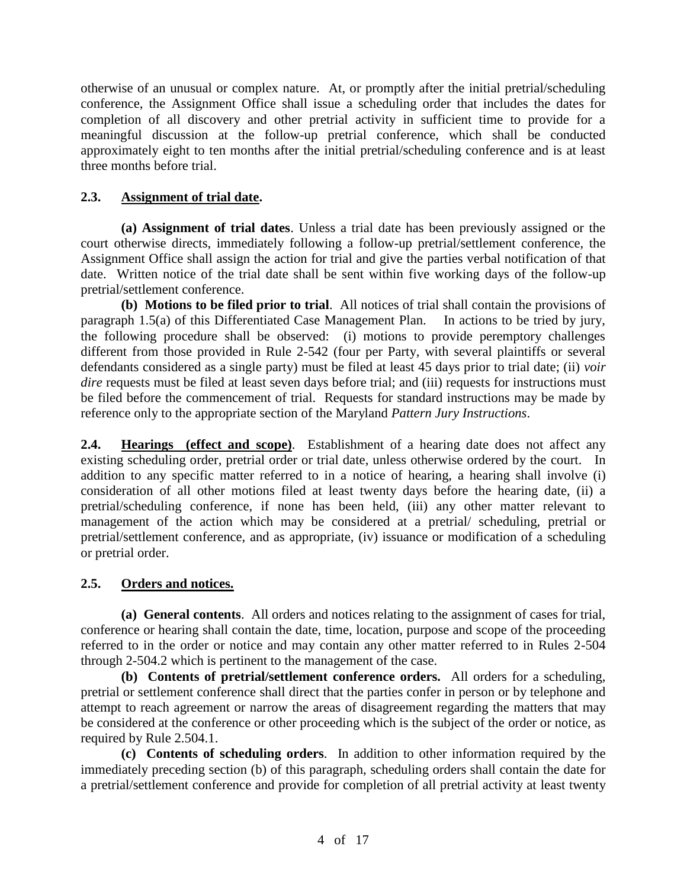otherwise of an unusual or complex nature. At, or promptly after the initial pretrial/scheduling conference, the Assignment Office shall issue a scheduling order that includes the dates for completion of all discovery and other pretrial activity in sufficient time to provide for a meaningful discussion at the follow-up pretrial conference, which shall be conducted approximately eight to ten months after the initial pretrial/scheduling conference and is at least three months before trial.

### 2.3. Assignment of trial date.

**(a) Assignment of trial dates**. Unless a trial date has been previously assigned or the court otherwise directs, immediately following a follow-up pretrial/settlement conference, the Assignment Office shall assign the action for trial and give the parties verbal notification of that date. Written notice of the trial date shall be sent within five working days of the follow-up pretrial/settlement conference.

**(b) Motions to be filed prior to trial**. All notices of trial shall contain the provisions of paragraph 1.5(a) of this Differentiated Case Management Plan. In actions to be tried by jury, the following procedure shall be observed: (i) motions to provide peremptory challenges different from those provided in Rule 2-542 (four per Party, with several plaintiffs or several defendants considered as a single party) must be filed at least 45 days prior to trial date; (ii) *voir dire* requests must be filed at least seven days before trial; and (iii) requests for instructions must be filed before the commencement of trial. Requests for standard instructions may be made by reference only to the appropriate section of the Maryland *Pattern Jury Instructions*.

**2.4. Hearings (effect and scope)**. Establishment of a hearing date does not affect any existing scheduling order, pretrial order or trial date, unless otherwise ordered by the court. In addition to any specific matter referred to in a notice of hearing, a hearing shall involve (i) consideration of all other motions filed at least twenty days before the hearing date, (ii) a pretrial/scheduling conference, if none has been held, (iii) any other matter relevant to management of the action which may be considered at a pretrial/ scheduling, pretrial or pretrial/settlement conference, and as appropriate, (iv) issuance or modification of a scheduling or pretrial order.

### 2.5. Orders and notices.

**(a) General contents**. All orders and notices relating to the assignment of cases for trial, conference or hearing shall contain the date, time, location, purpose and scope of the proceeding referred to in the order or notice and may contain any other matter referred to in Rules 2-504 through 2-504.2 which is pertinent to the management of the case.

**(b) Contents of pretrial/settlement conference orders.** All orders for a scheduling, pretrial or settlement conference shall direct that the parties confer in person or by telephone and attempt to reach agreement or narrow the areas of disagreement regarding the matters that may be considered at the conference or other proceeding which is the subject of the order or notice, as required by Rule 2.504.1.

**(c) Contents of scheduling orders**. In addition to other information required by the immediately preceding section (b) of this paragraph, scheduling orders shall contain the date for a pretrial/settlement conference and provide for completion of all pretrial activity at least twenty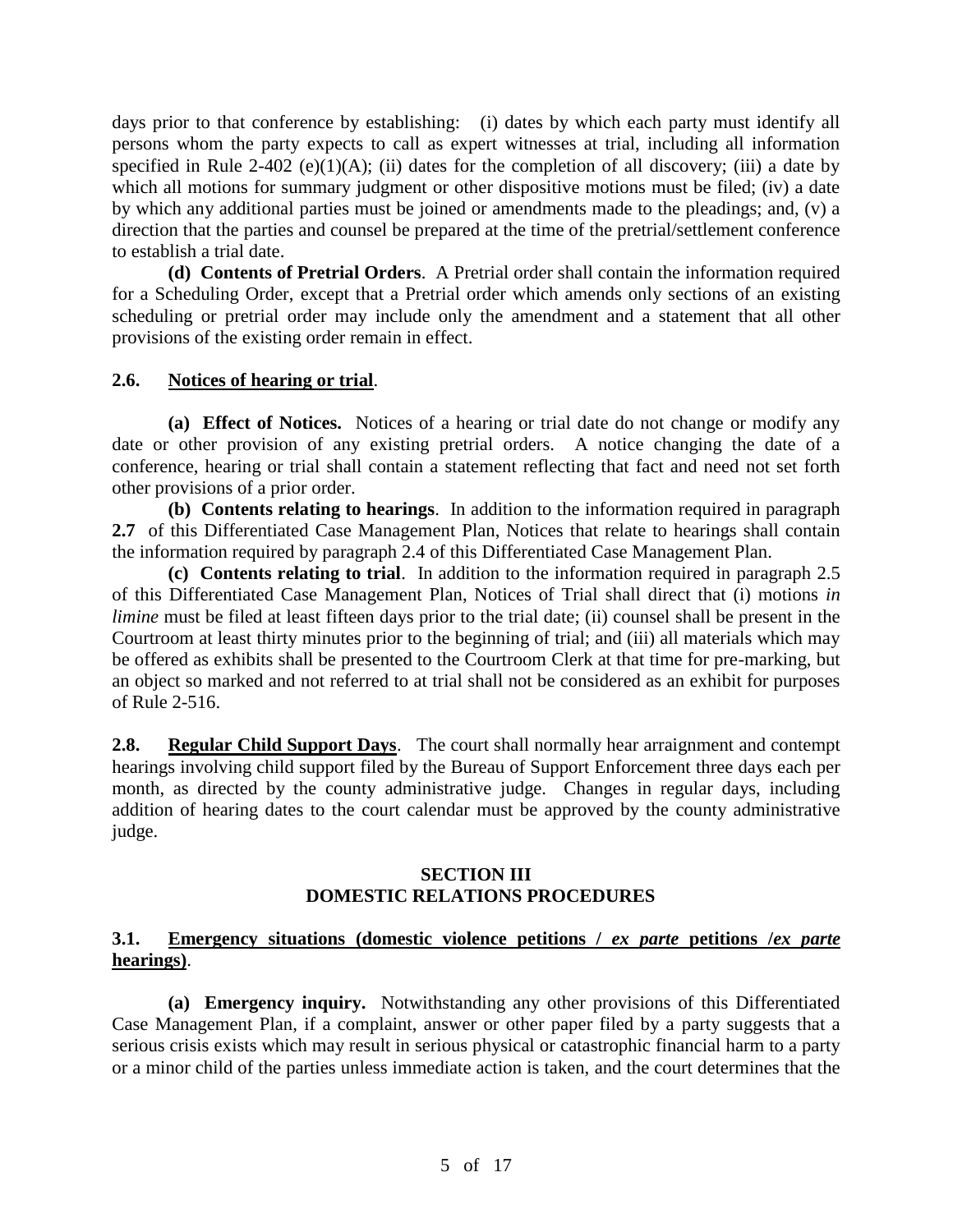days prior to that conference by establishing: (i) dates by which each party must identify all persons whom the party expects to call as expert witnesses at trial, including all information specified in Rule 2-402 (e)(1)(A); (ii) dates for the completion of all discovery; (iii) a date by which all motions for summary judgment or other dispositive motions must be filed; (iv) a date by which any additional parties must be joined or amendments made to the pleadings; and, (v) a direction that the parties and counsel be prepared at the time of the pretrial/settlement conference to establish a trial date.

**(d) Contents of Pretrial Orders**. A Pretrial order shall contain the information required for a Scheduling Order, except that a Pretrial order which amends only sections of an existing scheduling or pretrial order may include only the amendment and a statement that all other provisions of the existing order remain in effect.

**2.6. <u>Notices of hearing or trial</u>**.

**(a) Effect of Notices.** Notices of a hearing or trial date do not change or modify any date or other provision of any existing pretrial orders. A notice changing the date of a conference, hearing or trial shall contain a statement reflecting that fact and need not set forth other provisions of a prior order.

**(b) Contents relating to hearings**. In addition to the information required in paragraph **2.7** of this Differentiated Case Management Plan, Notices that relate to hearings shall contain the information required by paragraph 2.4 of this Differentiated Case Management Plan.

**(c) Contents relating to trial**. In addition to the information required in paragraph 2.5 of this Differentiated Case Management Plan, Notices of Trial shall direct that (i) motions *in limine* must be filed at least fifteen days prior to the trial date; (ii) counsel shall be present in the Courtroom at least thirty minutes prior to the beginning of trial; and (iii) all materials which may be offered as exhibits shall be presented to the Courtroom Clerk at that time for pre-marking, but an object so marked and not referred to at trial shall not be considered as an exhibit for purposes of Rule 2-516.

**2.8. <u>Regular Child Support Days</u>**. The court shall normally hear arraignment and contempt hearings involving child support filed by the Bureau of Support Enforcement three days each per month, as directed by the county administrative judge. Changes in regular days, including addition of hearing dates to the court calendar must be approved by the county administrative judge.

## SECTION III
## DOMESTIC RELATIONS PROCEDURES

**3.1. <u>Emergency situations (domestic violence petitions / *ex parte* petitions /*ex parte* hearings)</u>**.

**(a) Emergency inquiry.** Notwithstanding any other provisions of this Differentiated Case Management Plan, if a complaint, answer or other paper filed by a party suggests that a serious crisis exists which may result in serious physical or catastrophic financial harm to a party or a minor child of the parties unless immediate action is taken, and the court determines that the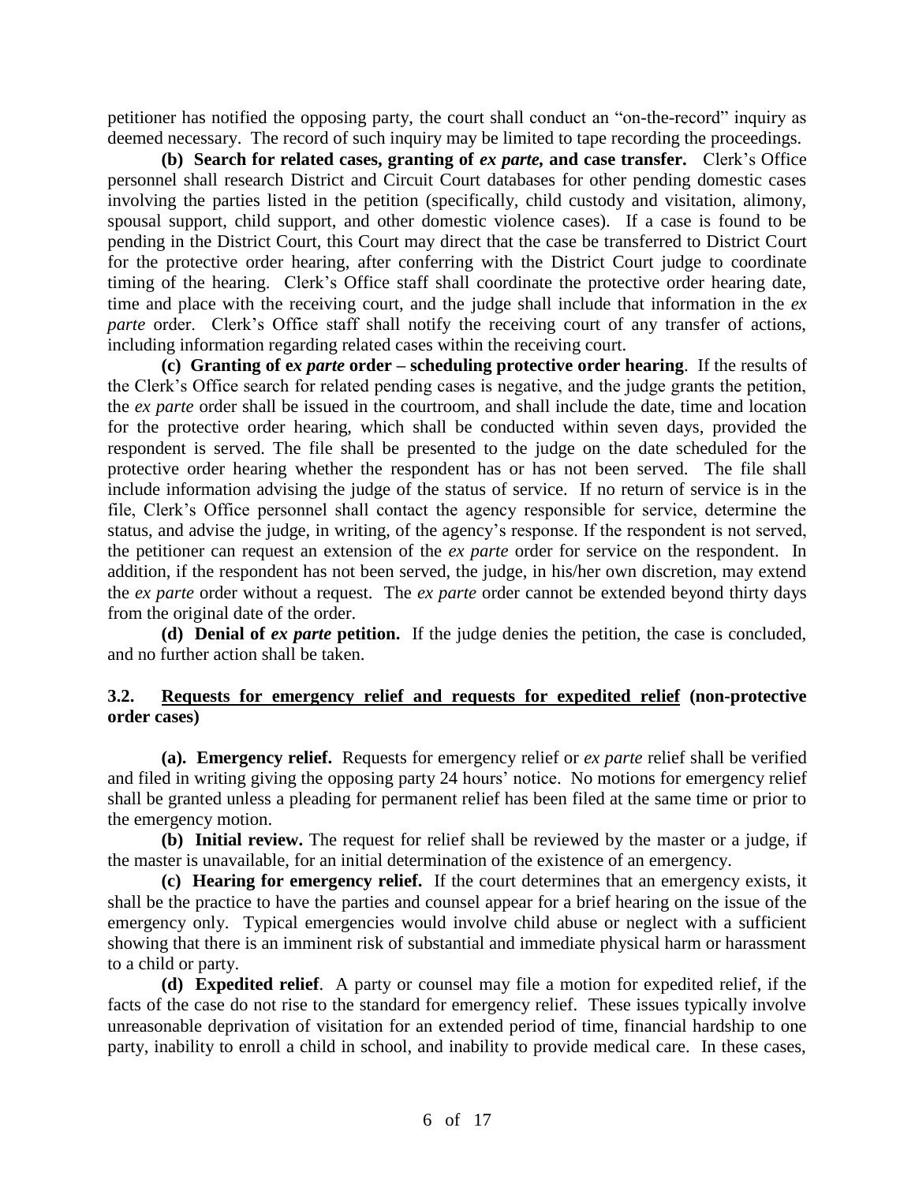petitioner has notified the opposing party, the court shall conduct an "on-the-record" inquiry as deemed necessary. The record of such inquiry may be limited to tape recording the proceedings.

**(b) Search for related cases, granting of *ex parte*, and case transfer.** Clerk's Office personnel shall research District and Circuit Court databases for other pending domestic cases involving the parties listed in the petition (specifically, child custody and visitation, alimony, spousal support, child support, and other domestic violence cases). If a case is found to be pending in the District Court, this Court may direct that the case be transferred to District Court for the protective order hearing, after conferring with the District Court judge to coordinate timing of the hearing. Clerk's Office staff shall coordinate the protective order hearing date, time and place with the receiving court, and the judge shall include that information in the *ex parte* order. Clerk's Office staff shall notify the receiving court of any transfer of actions, including information regarding related cases within the receiving court.

**(c) Granting of e*x parte* order – scheduling protective order hearing**. If the results of the Clerk's Office search for related pending cases is negative, and the judge grants the petition, the *ex parte* order shall be issued in the courtroom, and shall include the date, time and location for the protective order hearing, which shall be conducted within seven days, provided the respondent is served. The file shall be presented to the judge on the date scheduled for the protective order hearing whether the respondent has or has not been served. The file shall include information advising the judge of the status of service. If no return of service is in the file, Clerk's Office personnel shall contact the agency responsible for service, determine the status, and advise the judge, in writing, of the agency's response. If the respondent is not served, the petitioner can request an extension of the *ex parte* order for service on the respondent. In addition, if the respondent has not been served, the judge, in his/her own discretion, may extend the *ex parte* order without a request. The *ex parte* order cannot be extended beyond thirty days from the original date of the order.

**(d) Denial of *ex parte* petition.** If the judge denies the petition, the case is concluded, and no further action shall be taken.

### 3.2. <u>Requests for emergency relief and requests for expedited relief</u> (non-protective order cases)

**(a). Emergency relief.** Requests for emergency relief or *ex parte* relief shall be verified and filed in writing giving the opposing party 24 hours' notice. No motions for emergency relief shall be granted unless a pleading for permanent relief has been filed at the same time or prior to the emergency motion.

**(b) Initial review.** The request for relief shall be reviewed by the master or a judge, if the master is unavailable, for an initial determination of the existence of an emergency.

**(c) Hearing for emergency relief.** If the court determines that an emergency exists, it shall be the practice to have the parties and counsel appear for a brief hearing on the issue of the emergency only. Typical emergencies would involve child abuse or neglect with a sufficient showing that there is an imminent risk of substantial and immediate physical harm or harassment to a child or party.

**(d) Expedited relief**. A party or counsel may file a motion for expedited relief, if the facts of the case do not rise to the standard for emergency relief. These issues typically involve unreasonable deprivation of visitation for an extended period of time, financial hardship to one party, inability to enroll a child in school, and inability to provide medical care. In these cases,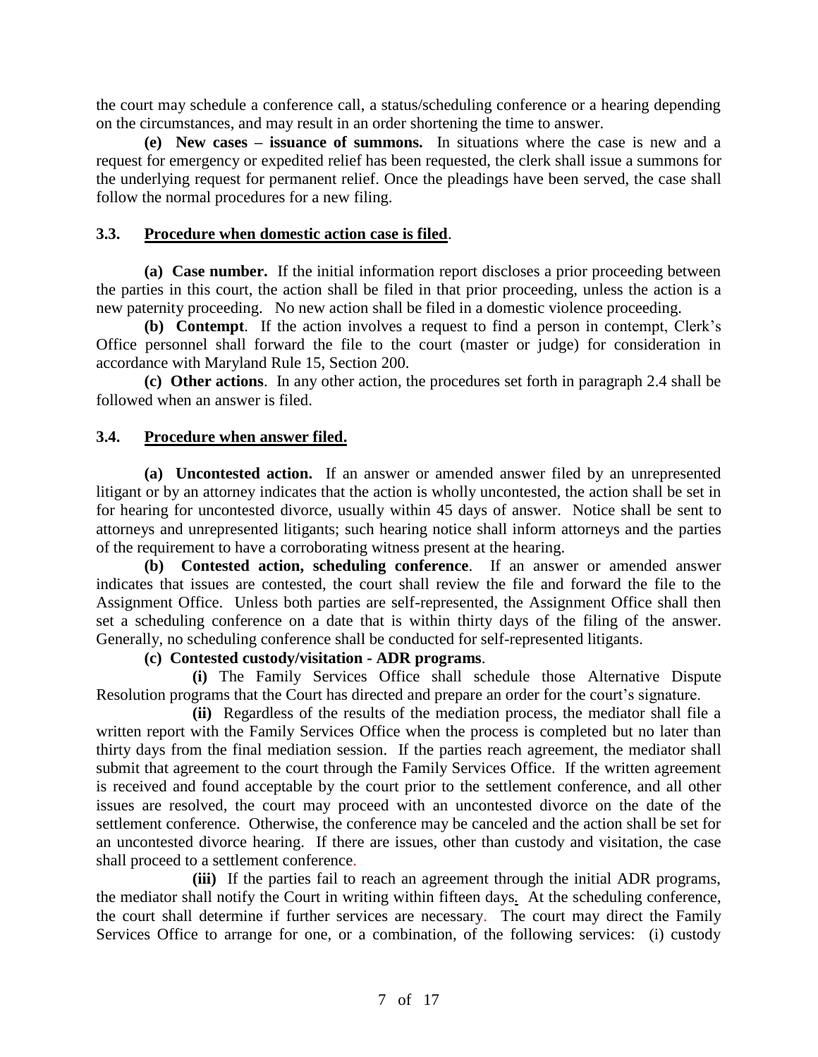the court may schedule a conference call, a status/scheduling conference or a hearing depending on the circumstances, and may result in an order shortening the time to answer.

**(e) New cases – issuance of summons.** In situations where the case is new and a request for emergency or expedited relief has been requested, the clerk shall issue a summons for the underlying request for permanent relief. Once the pleadings have been served, the case shall follow the normal procedures for a new filing.

### 3.3. Procedure when domestic action case is filed.

**(a) Case number.** If the initial information report discloses a prior proceeding between the parties in this court, the action shall be filed in that prior proceeding, unless the action is a new paternity proceeding. No new action shall be filed in a domestic violence proceeding.

**(b) Contempt**. If the action involves a request to find a person in contempt, Clerk's Office personnel shall forward the file to the court (master or judge) for consideration in accordance with Maryland Rule 15, Section 200.

**(c) Other actions**. In any other action, the procedures set forth in paragraph 2.4 shall be followed when an answer is filed.

### 3.4. Procedure when answer filed.

**(a) Uncontested action.** If an answer or amended answer filed by an unrepresented litigant or by an attorney indicates that the action is wholly uncontested, the action shall be set in for hearing for uncontested divorce, usually within 45 days of answer. Notice shall be sent to attorneys and unrepresented litigants; such hearing notice shall inform attorneys and the parties of the requirement to have a corroborating witness present at the hearing.

**(b) Contested action, scheduling conference**. If an answer or amended answer indicates that issues are contested, the court shall review the file and forward the file to the Assignment Office. Unless both parties are self-represented, the Assignment Office shall then set a scheduling conference on a date that is within thirty days of the filing of the answer. Generally, no scheduling conference shall be conducted for self-represented litigants.

**(c) Contested custody/visitation - ADR programs**.

**(i)** The Family Services Office shall schedule those Alternative Dispute Resolution programs that the Court has directed and prepare an order for the court's signature.

**(ii)** Regardless of the results of the mediation process, the mediator shall file a written report with the Family Services Office when the process is completed but no later than thirty days from the final mediation session. If the parties reach agreement, the mediator shall submit that agreement to the court through the Family Services Office. If the written agreement is received and found acceptable by the court prior to the settlement conference, and all other issues are resolved, the court may proceed with an uncontested divorce on the date of the settlement conference. Otherwise, the conference may be canceled and the action shall be set for an uncontested divorce hearing. If there are issues, other than custody and visitation, the case shall proceed to a settlement conference.

**(iii)** If the parties fail to reach an agreement through the initial ADR programs, the mediator shall notify the Court in writing within fifteen days. At the scheduling conference, the court shall determine if further services are necessary. The court may direct the Family Services Office to arrange for one, or a combination, of the following services: (i) custody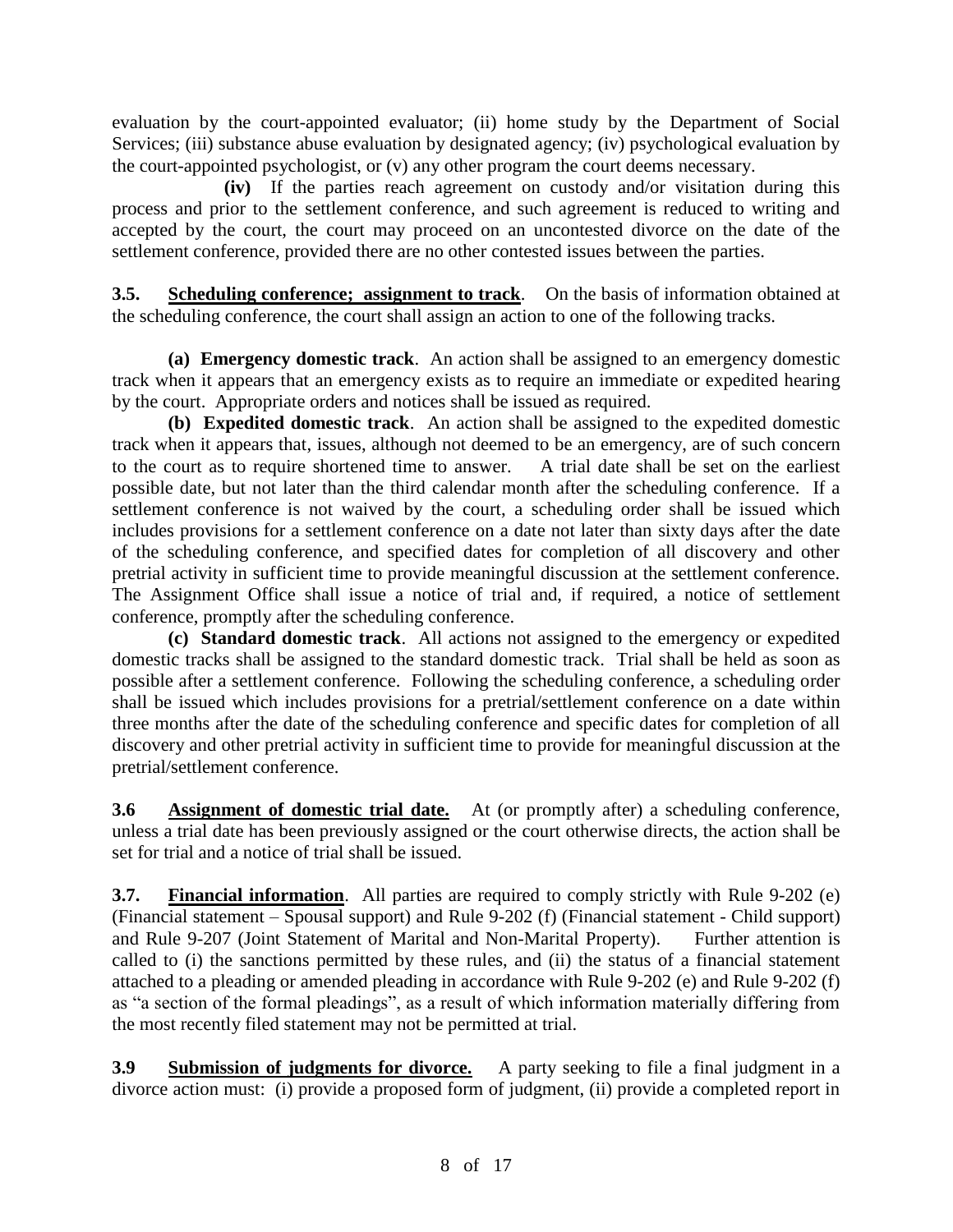evaluation by the court-appointed evaluator; (ii) home study by the Department of Social Services; (iii) substance abuse evaluation by designated agency; (iv) psychological evaluation by the court-appointed psychologist, or (v) any other program the court deems necessary.

**(iv)** If the parties reach agreement on custody and/or visitation during this process and prior to the settlement conference, and such agreement is reduced to writing and accepted by the court, the court may proceed on an uncontested divorce on the date of the settlement conference, provided there are no other contested issues between the parties.

**3.5. <u>Scheduling conference; assignment to track</u>.** On the basis of information obtained at the scheduling conference, the court shall assign an action to one of the following tracks.

**(a) Emergency domestic track**. An action shall be assigned to an emergency domestic track when it appears that an emergency exists as to require an immediate or expedited hearing by the court. Appropriate orders and notices shall be issued as required.

**(b) Expedited domestic track**. An action shall be assigned to the expedited domestic track when it appears that, issues, although not deemed to be an emergency, are of such concern to the court as to require shortened time to answer. A trial date shall be set on the earliest possible date, but not later than the third calendar month after the scheduling conference. If a settlement conference is not waived by the court, a scheduling order shall be issued which includes provisions for a settlement conference on a date not later than sixty days after the date of the scheduling conference, and specified dates for completion of all discovery and other pretrial activity in sufficient time to provide meaningful discussion at the settlement conference. The Assignment Office shall issue a notice of trial and, if required, a notice of settlement conference, promptly after the scheduling conference.

**(c) Standard domestic track**. All actions not assigned to the emergency or expedited domestic tracks shall be assigned to the standard domestic track. Trial shall be held as soon as possible after a settlement conference. Following the scheduling conference, a scheduling order shall be issued which includes provisions for a pretrial/settlement conference on a date within three months after the date of the scheduling conference and specific dates for completion of all discovery and other pretrial activity in sufficient time to provide for meaningful discussion at the pretrial/settlement conference.

**3.6 <u>Assignment of domestic trial date.</u>** At (or promptly after) a scheduling conference, unless a trial date has been previously assigned or the court otherwise directs, the action shall be set for trial and a notice of trial shall be issued.

**3.7. <u>Financial information</u>**. All parties are required to comply strictly with Rule 9-202 (e) (Financial statement – Spousal support) and Rule 9-202 (f) (Financial statement - Child support) and Rule 9-207 (Joint Statement of Marital and Non-Marital Property). Further attention is called to (i) the sanctions permitted by these rules, and (ii) the status of a financial statement attached to a pleading or amended pleading in accordance with Rule 9-202 (e) and Rule 9-202 (f) as "a section of the formal pleadings", as a result of which information materially differing from the most recently filed statement may not be permitted at trial.

**3.9 <u>Submission of judgments for divorce.</u>** A party seeking to file a final judgment in a divorce action must: (i) provide a proposed form of judgment, (ii) provide a completed report in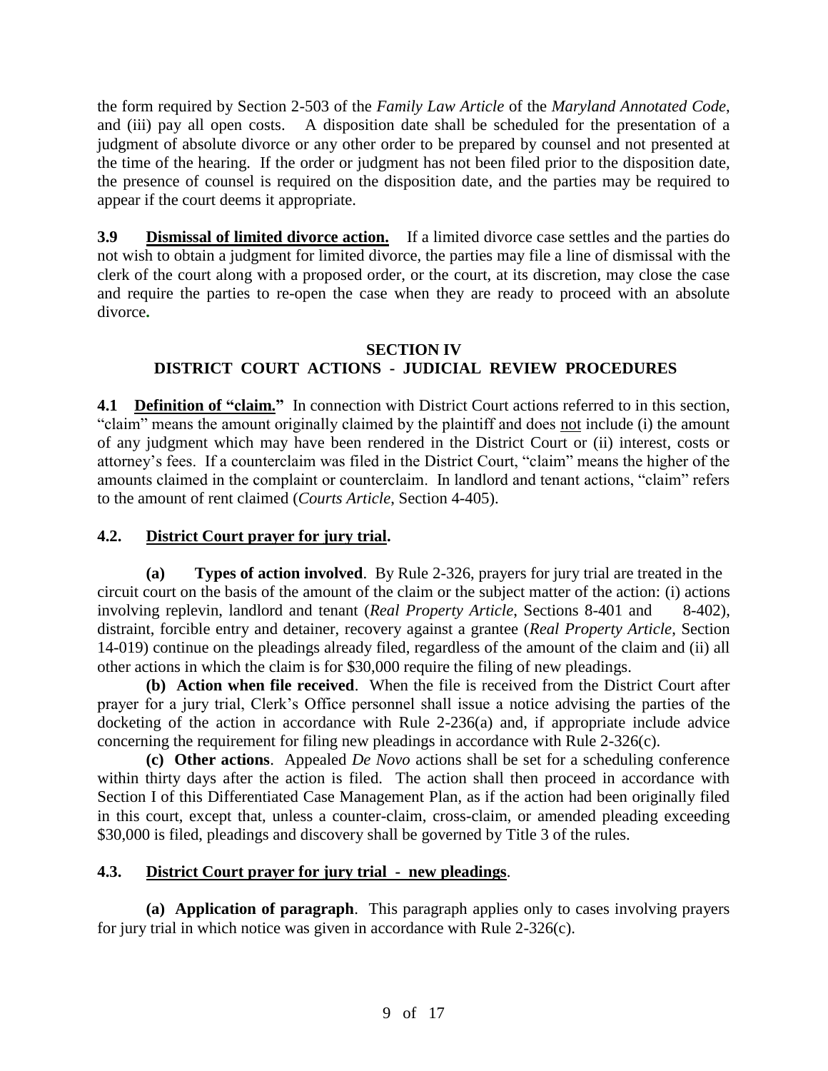the form required by Section 2-503 of the *Family Law Article* of the *Maryland Annotated Code*, and (iii) pay all open costs. A disposition date shall be scheduled for the presentation of a judgment of absolute divorce or any other order to be prepared by counsel and not presented at the time of the hearing. If the order or judgment has not been filed prior to the disposition date, the presence of counsel is required on the disposition date, and the parties may be required to appear if the court deems it appropriate.

**3.9 Dismissal of limited divorce action.** If a limited divorce case settles and the parties do not wish to obtain a judgment for limited divorce, the parties may file a line of dismissal with the clerk of the court along with a proposed order, or the court, at its discretion, may close the case and require the parties to re-open the case when they are ready to proceed with an absolute divorce**.**

## SECTION IV
## DISTRICT COURT ACTIONS - JUDICIAL REVIEW PROCEDURES

**4.1 Definition of "claim."** In connection with District Court actions referred to in this section, "claim" means the amount originally claimed by the plaintiff and does not include (i) the amount of any judgment which may have been rendered in the District Court or (ii) interest, costs or attorney's fees. If a counterclaim was filed in the District Court, "claim" means the higher of the amounts claimed in the complaint or counterclaim. In landlord and tenant actions, "claim" refers to the amount of rent claimed (*Courts Article*, Section 4-405).

**4.2. District Court prayer for jury trial.**

**(a) Types of action involved**. By Rule 2-326, prayers for jury trial are treated in the circuit court on the basis of the amount of the claim or the subject matter of the action: (i) actions involving replevin, landlord and tenant (*Real Property Article*, Sections 8-401 and 8-402), distraint, forcible entry and detainer, recovery against a grantee (*Real Property Article*, Section 14-019) continue on the pleadings already filed, regardless of the amount of the claim and (ii) all other actions in which the claim is for $30,000 require the filing of new pleadings.

**(b) Action when file received**. When the file is received from the District Court after prayer for a jury trial, Clerk's Office personnel shall issue a notice advising the parties of the docketing of the action in accordance with Rule 2-236(a) and, if appropriate include advice concerning the requirement for filing new pleadings in accordance with Rule 2-326(c).

**(c) Other actions**. Appealed *De Novo* actions shall be set for a scheduling conference within thirty days after the action is filed. The action shall then proceed in accordance with Section I of this Differentiated Case Management Plan, as if the action had been originally filed in this court, except that, unless a counter-claim, cross-claim, or amended pleading exceeding $30,000 is filed, pleadings and discovery shall be governed by Title 3 of the rules.

**4.3. District Court prayer for jury trial - new pleadings**.

**(a) Application of paragraph**. This paragraph applies only to cases involving prayers for jury trial in which notice was given in accordance with Rule 2-326(c).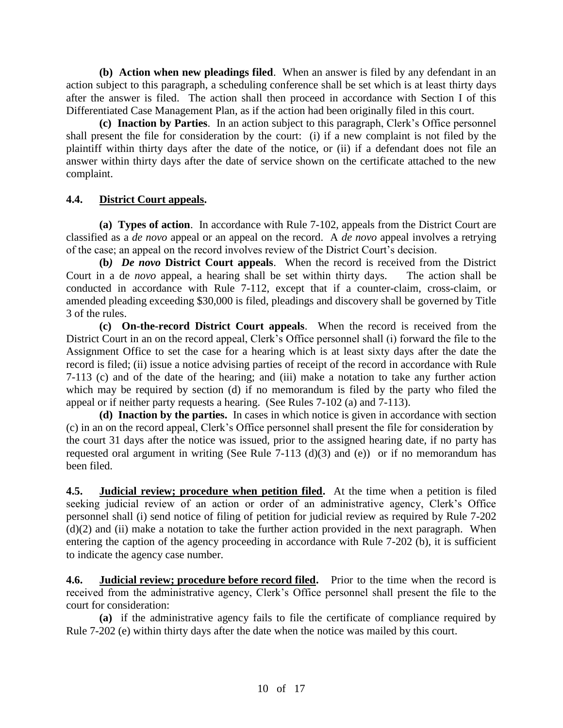**(b) Action when new pleadings filed**. When an answer is filed by any defendant in an action subject to this paragraph, a scheduling conference shall be set which is at least thirty days after the answer is filed. The action shall then proceed in accordance with Section I of this Differentiated Case Management Plan, as if the action had been originally filed in this court.

**(c) Inaction by Parties**. In an action subject to this paragraph, Clerk's Office personnel shall present the file for consideration by the court: (i) if a new complaint is not filed by the plaintiff within thirty days after the date of the notice, or (ii) if a defendant does not file an answer within thirty days after the date of service shown on the certificate attached to the new complaint.

## 4.4. <u>District Court appeals.</u>

**(a) Types of action**. In accordance with Rule 7-102, appeals from the District Court are classified as a *de novo* appeal or an appeal on the record. A *de novo* appeal involves a retrying of the case; an appeal on the record involves review of the District Court's decision.

**(b*)* *De novo* District Court appeals**. When the record is received from the District Court in a de *novo* appeal, a hearing shall be set within thirty days. The action shall be conducted in accordance with Rule 7-112, except that if a counter-claim, cross-claim, or amended pleading exceeding $30,000 is filed, pleadings and discovery shall be governed by Title 3 of the rules.

**(c) On-the-record District Court appeals**. When the record is received from the District Court in an on the record appeal, Clerk's Office personnel shall (i) forward the file to the Assignment Office to set the case for a hearing which is at least sixty days after the date the record is filed; (ii) issue a notice advising parties of receipt of the record in accordance with Rule 7-113 (c) and of the date of the hearing; and (iii) make a notation to take any further action which may be required by section (d) if no memorandum is filed by the party who filed the appeal or if neither party requests a hearing. (See Rules 7-102 (a) and 7-113).

**(d) Inaction by the parties.** In cases in which notice is given in accordance with section (c) in an on the record appeal, Clerk's Office personnel shall present the file for consideration by the court 31 days after the notice was issued, prior to the assigned hearing date, if no party has requested oral argument in writing (See Rule 7-113 (d)(3) and (e)) or if no memorandum has been filed.

**4.5. <u>Judicial review; procedure when petition filed</u>.** At the time when a petition is filed seeking judicial review of an action or order of an administrative agency, Clerk's Office personnel shall (i) send notice of filing of petition for judicial review as required by Rule 7-202 (d)(2) and (ii) make a notation to take the further action provided in the next paragraph. When entering the caption of the agency proceeding in accordance with Rule 7-202 (b), it is sufficient to indicate the agency case number.

**4.6. <u>Judicial review; procedure before record filed</u>.** Prior to the time when the record is received from the administrative agency, Clerk's Office personnel shall present the file to the court for consideration:

**(a)** if the administrative agency fails to file the certificate of compliance required by Rule 7-202 (e) within thirty days after the date when the notice was mailed by this court.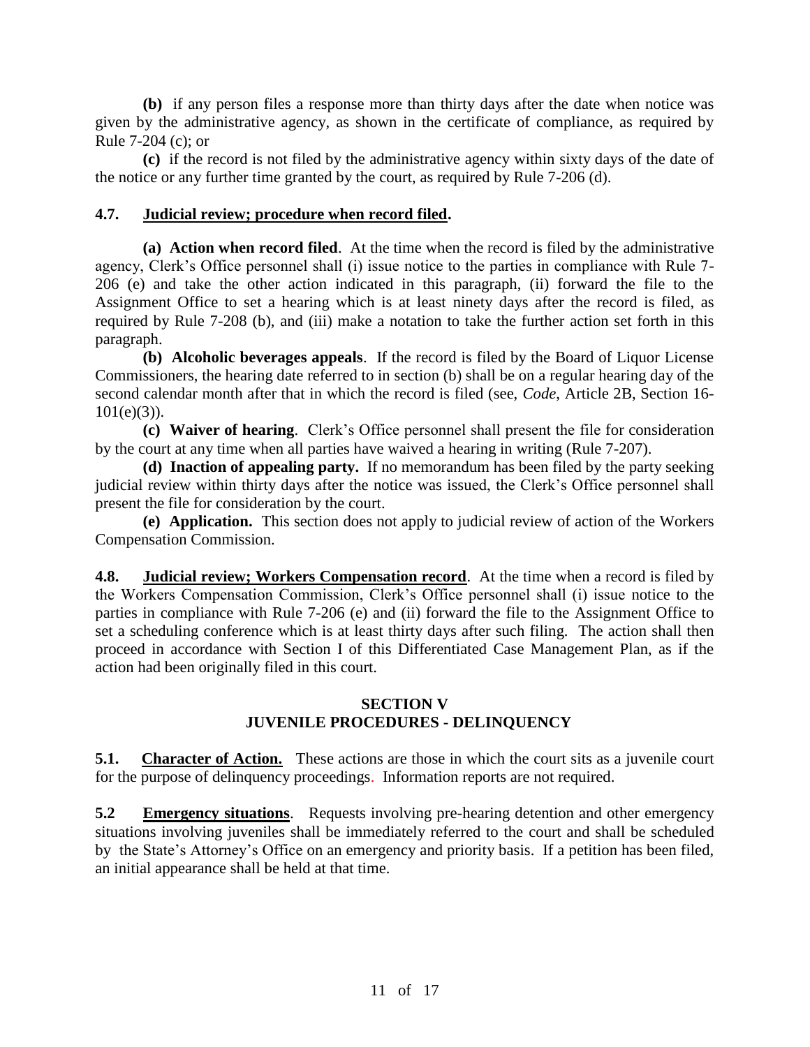**(b)** if any person files a response more than thirty days after the date when notice was given by the administrative agency, as shown in the certificate of compliance, as required by Rule 7-204 (c); or

**(c)** if the record is not filed by the administrative agency within sixty days of the date of the notice or any further time granted by the court, as required by Rule 7-206 (d).

**4.7. Judicial review; procedure when record filed.**

**(a) Action when record filed**. At the time when the record is filed by the administrative agency, Clerk's Office personnel shall (i) issue notice to the parties in compliance with Rule 7-206 (e) and take the other action indicated in this paragraph, (ii) forward the file to the Assignment Office to set a hearing which is at least ninety days after the record is filed, as required by Rule 7-208 (b), and (iii) make a notation to take the further action set forth in this paragraph.

**(b) Alcoholic beverages appeals**. If the record is filed by the Board of Liquor License Commissioners, the hearing date referred to in section (b) shall be on a regular hearing day of the second calendar month after that in which the record is filed (see, *Code*, Article 2B, Section 16-101(e)(3)).

**(c) Waiver of hearing**. Clerk's Office personnel shall present the file for consideration by the court at any time when all parties have waived a hearing in writing (Rule 7-207).

**(d) Inaction of appealing party.** If no memorandum has been filed by the party seeking judicial review within thirty days after the notice was issued, the Clerk's Office personnel shall present the file for consideration by the court.

**(e) Application.** This section does not apply to judicial review of action of the Workers Compensation Commission.

**4.8. Judicial review; Workers Compensation record**. At the time when a record is filed by the Workers Compensation Commission, Clerk's Office personnel shall (i) issue notice to the parties in compliance with Rule 7-206 (e) and (ii) forward the file to the Assignment Office to set a scheduling conference which is at least thirty days after such filing. The action shall then proceed in accordance with Section I of this Differentiated Case Management Plan, as if the action had been originally filed in this court.

## SECTION V
## JUVENILE PROCEDURES - DELINQUENCY

**5.1. Character of Action.** These actions are those in which the court sits as a juvenile court for the purpose of delinquency proceedings. Information reports are not required.

**5.2 Emergency situations**. Requests involving pre-hearing detention and other emergency situations involving juveniles shall be immediately referred to the court and shall be scheduled by the State's Attorney's Office on an emergency and priority basis. If a petition has been filed, an initial appearance shall be held at that time.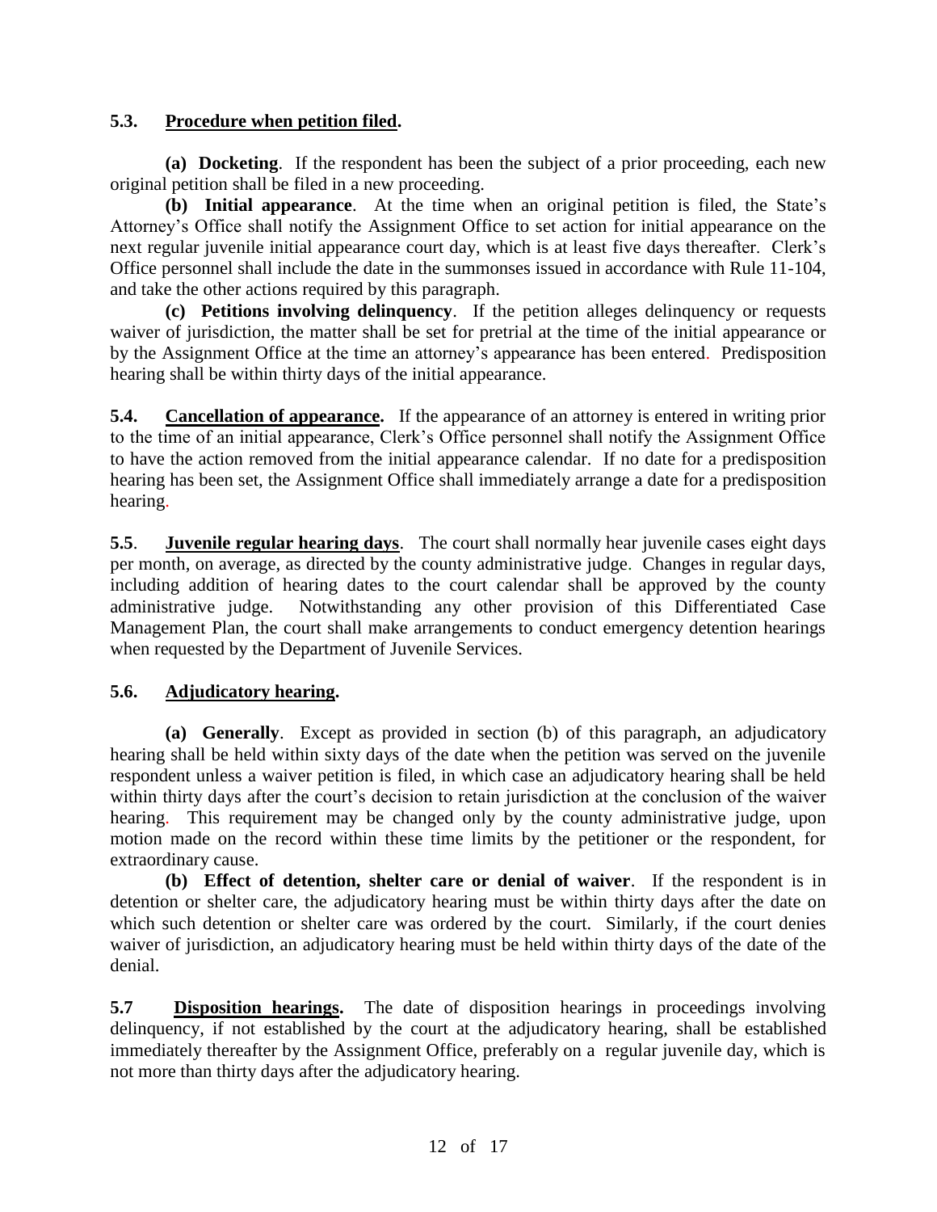**5.3. Procedure when petition filed.**

**(a) Docketing**. If the respondent has been the subject of a prior proceeding, each new original petition shall be filed in a new proceeding.

**(b) Initial appearance**. At the time when an original petition is filed, the State's Attorney's Office shall notify the Assignment Office to set action for initial appearance on the next regular juvenile initial appearance court day, which is at least five days thereafter. Clerk's Office personnel shall include the date in the summonses issued in accordance with Rule 11-104, and take the other actions required by this paragraph.

**(c) Petitions involving delinquency**. If the petition alleges delinquency or requests waiver of jurisdiction, the matter shall be set for pretrial at the time of the initial appearance or by the Assignment Office at the time an attorney's appearance has been entered. Predisposition hearing shall be within thirty days of the initial appearance.

**5.4. Cancellation of appearance.** If the appearance of an attorney is entered in writing prior to the time of an initial appearance, Clerk's Office personnel shall notify the Assignment Office to have the action removed from the initial appearance calendar. If no date for a predisposition hearing has been set, the Assignment Office shall immediately arrange a date for a predisposition hearing.

**5.5. Juvenile regular hearing days**. The court shall normally hear juvenile cases eight days per month, on average, as directed by the county administrative judge. Changes in regular days, including addition of hearing dates to the court calendar shall be approved by the county administrative judge. Notwithstanding any other provision of this Differentiated Case Management Plan, the court shall make arrangements to conduct emergency detention hearings when requested by the Department of Juvenile Services.

**5.6. Adjudicatory hearing.**

**(a) Generally**. Except as provided in section (b) of this paragraph, an adjudicatory hearing shall be held within sixty days of the date when the petition was served on the juvenile respondent unless a waiver petition is filed, in which case an adjudicatory hearing shall be held within thirty days after the court's decision to retain jurisdiction at the conclusion of the waiver hearing. This requirement may be changed only by the county administrative judge, upon motion made on the record within these time limits by the petitioner or the respondent, for extraordinary cause.

**(b) Effect of detention, shelter care or denial of waiver**. If the respondent is in detention or shelter care, the adjudicatory hearing must be within thirty days after the date on which such detention or shelter care was ordered by the court. Similarly, if the court denies waiver of jurisdiction, an adjudicatory hearing must be held within thirty days of the date of the denial.

**5.7 Disposition hearings.** The date of disposition hearings in proceedings involving delinquency, if not established by the court at the adjudicatory hearing, shall be established immediately thereafter by the Assignment Office, preferably on a regular juvenile day, which is not more than thirty days after the adjudicatory hearing.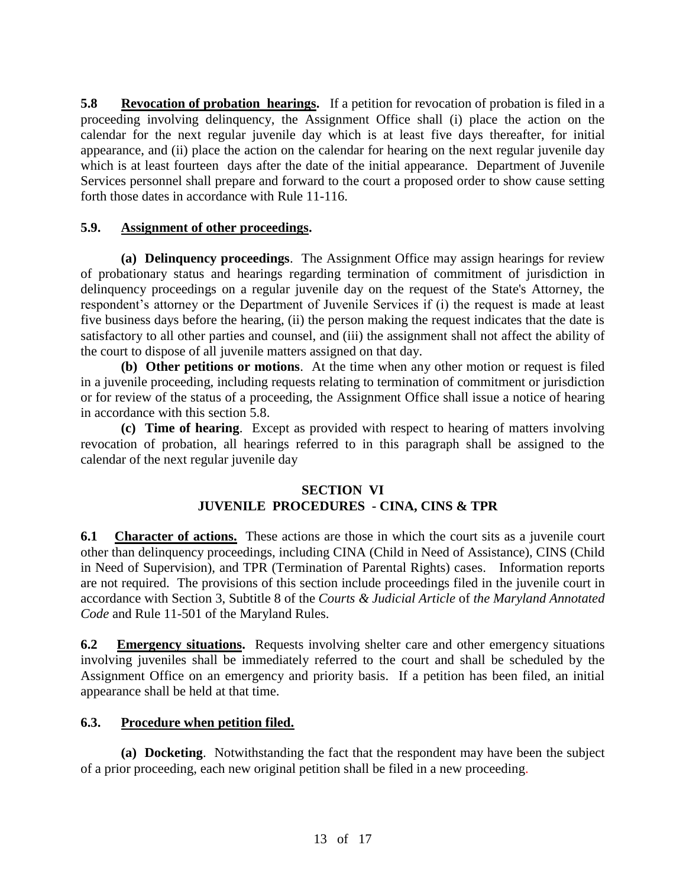**5.8 Revocation of probation hearings.** If a petition for revocation of probation is filed in a proceeding involving delinquency, the Assignment Office shall (i) place the action on the calendar for the next regular juvenile day which is at least five days thereafter, for initial appearance, and (ii) place the action on the calendar for hearing on the next regular juvenile day which is at least fourteen days after the date of the initial appearance. Department of Juvenile Services personnel shall prepare and forward to the court a proposed order to show cause setting forth those dates in accordance with Rule 11-116.

**5.9. Assignment of other proceedings.**

**(a) Delinquency proceedings**. The Assignment Office may assign hearings for review of probationary status and hearings regarding termination of commitment of jurisdiction in delinquency proceedings on a regular juvenile day on the request of the State's Attorney, the respondent's attorney or the Department of Juvenile Services if (i) the request is made at least five business days before the hearing, (ii) the person making the request indicates that the date is satisfactory to all other parties and counsel, and (iii) the assignment shall not affect the ability of the court to dispose of all juvenile matters assigned on that day.

**(b) Other petitions or motions**. At the time when any other motion or request is filed in a juvenile proceeding, including requests relating to termination of commitment or jurisdiction or for review of the status of a proceeding, the Assignment Office shall issue a notice of hearing in accordance with this section 5.8.

**(c) Time of hearing**. Except as provided with respect to hearing of matters involving revocation of probation, all hearings referred to in this paragraph shall be assigned to the calendar of the next regular juvenile day

## SECTION VI
## JUVENILE PROCEDURES - CINA, CINS & TPR

**6.1 Character of actions.** These actions are those in which the court sits as a juvenile court other than delinquency proceedings, including CINA (Child in Need of Assistance), CINS (Child in Need of Supervision), and TPR (Termination of Parental Rights) cases. Information reports are not required. The provisions of this section include proceedings filed in the juvenile court in accordance with Section 3, Subtitle 8 of the *Courts & Judicial Article* of *the Maryland Annotated Code* and Rule 11-501 of the Maryland Rules.

**6.2 Emergency situations.** Requests involving shelter care and other emergency situations involving juveniles shall be immediately referred to the court and shall be scheduled by the Assignment Office on an emergency and priority basis. If a petition has been filed, an initial appearance shall be held at that time.

**6.3. Procedure when petition filed.**

**(a) Docketing**. Notwithstanding the fact that the respondent may have been the subject of a prior proceeding, each new original petition shall be filed in a new proceeding.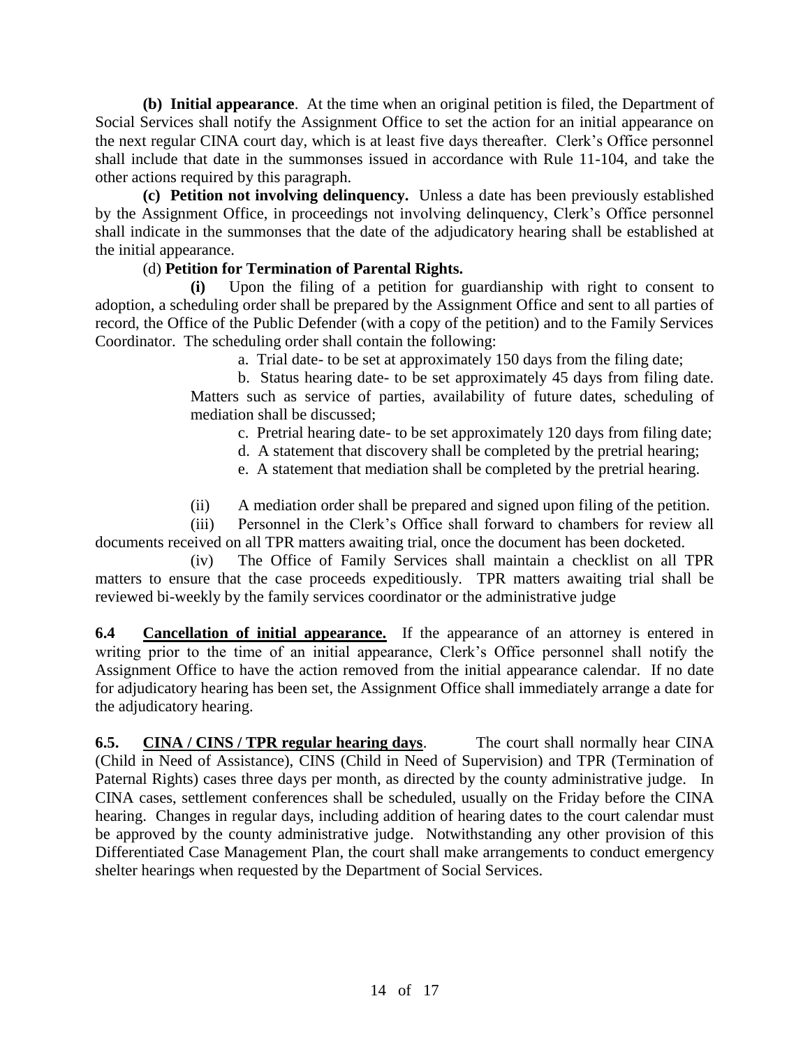**(b) Initial appearance**. At the time when an original petition is filed, the Department of Social Services shall notify the Assignment Office to set the action for an initial appearance on the next regular CINA court day, which is at least five days thereafter. Clerk's Office personnel shall include that date in the summonses issued in accordance with Rule 11-104, and take the other actions required by this paragraph.

**(c) Petition not involving delinquency.** Unless a date has been previously established by the Assignment Office, in proceedings not involving delinquency, Clerk's Office personnel shall indicate in the summonses that the date of the adjudicatory hearing shall be established at the initial appearance.

(d) **Petition for Termination of Parental Rights.**

**(i)** Upon the filing of a petition for guardianship with right to consent to adoption, a scheduling order shall be prepared by the Assignment Office and sent to all parties of record, the Office of the Public Defender (with a copy of the petition) and to the Family Services Coordinator. The scheduling order shall contain the following:

a. Trial date- to be set at approximately 150 days from the filing date;

b. Status hearing date- to be set approximately 45 days from filing date. Matters such as service of parties, availability of future dates, scheduling of mediation shall be discussed;

c. Pretrial hearing date- to be set approximately 120 days from filing date;

d. A statement that discovery shall be completed by the pretrial hearing;

e. A statement that mediation shall be completed by the pretrial hearing.

(ii) A mediation order shall be prepared and signed upon filing of the petition.

(iii) Personnel in the Clerk's Office shall forward to chambers for review all documents received on all TPR matters awaiting trial, once the document has been docketed.

(iv) The Office of Family Services shall maintain a checklist on all TPR matters to ensure that the case proceeds expeditiously. TPR matters awaiting trial shall be reviewed bi-weekly by the family services coordinator or the administrative judge

**6.4 <u>Cancellation of initial appearance.</u>** If the appearance of an attorney is entered in writing prior to the time of an initial appearance, Clerk's Office personnel shall notify the Assignment Office to have the action removed from the initial appearance calendar. If no date for adjudicatory hearing has been set, the Assignment Office shall immediately arrange a date for the adjudicatory hearing.

**6.5. <u>CINA / CINS / TPR regular hearing days</u>**. The court shall normally hear CINA (Child in Need of Assistance), CINS (Child in Need of Supervision) and TPR (Termination of Paternal Rights) cases three days per month, as directed by the county administrative judge. In CINA cases, settlement conferences shall be scheduled, usually on the Friday before the CINA hearing. Changes in regular days, including addition of hearing dates to the court calendar must be approved by the county administrative judge. Notwithstanding any other provision of this Differentiated Case Management Plan, the court shall make arrangements to conduct emergency shelter hearings when requested by the Department of Social Services.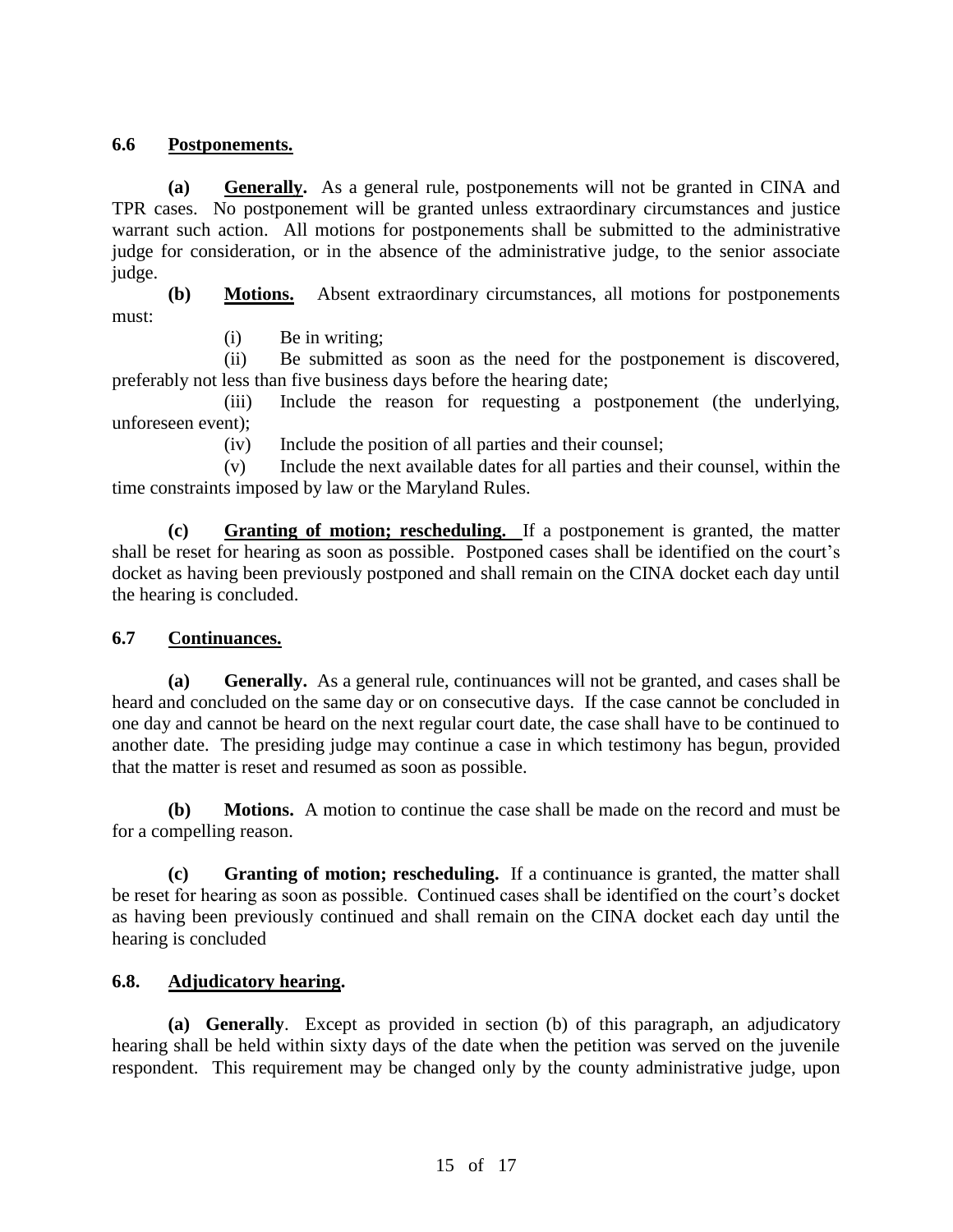### 6.6 Postponements.

**(a) Generally.** As a general rule, postponements will not be granted in CINA and TPR cases. No postponement will be granted unless extraordinary circumstances and justice warrant such action. All motions for postponements shall be submitted to the administrative judge for consideration, or in the absence of the administrative judge, to the senior associate judge.

**(b) Motions.** Absent extraordinary circumstances, all motions for postponements must:

(i) Be in writing;

(ii) Be submitted as soon as the need for the postponement is discovered, preferably not less than five business days before the hearing date;

(iii) Include the reason for requesting a postponement (the underlying, unforeseen event);

(iv) Include the position of all parties and their counsel;

(v) Include the next available dates for all parties and their counsel, within the time constraints imposed by law or the Maryland Rules.

**(c) Granting of motion; rescheduling.** If a postponement is granted, the matter shall be reset for hearing as soon as possible. Postponed cases shall be identified on the court's docket as having been previously postponed and shall remain on the CINA docket each day until the hearing is concluded.

### 6.7 Continuances.

**(a) Generally.** As a general rule, continuances will not be granted, and cases shall be heard and concluded on the same day or on consecutive days. If the case cannot be concluded in one day and cannot be heard on the next regular court date, the case shall have to be continued to another date. The presiding judge may continue a case in which testimony has begun, provided that the matter is reset and resumed as soon as possible.

**(b) Motions.** A motion to continue the case shall be made on the record and must be for a compelling reason.

**(c) Granting of motion; rescheduling.** If a continuance is granted, the matter shall be reset for hearing as soon as possible. Continued cases shall be identified on the court's docket as having been previously continued and shall remain on the CINA docket each day until the hearing is concluded

### 6.8. Adjudicatory hearing.

**(a) Generally**. Except as provided in section (b) of this paragraph, an adjudicatory hearing shall be held within sixty days of the date when the petition was served on the juvenile respondent. This requirement may be changed only by the county administrative judge, upon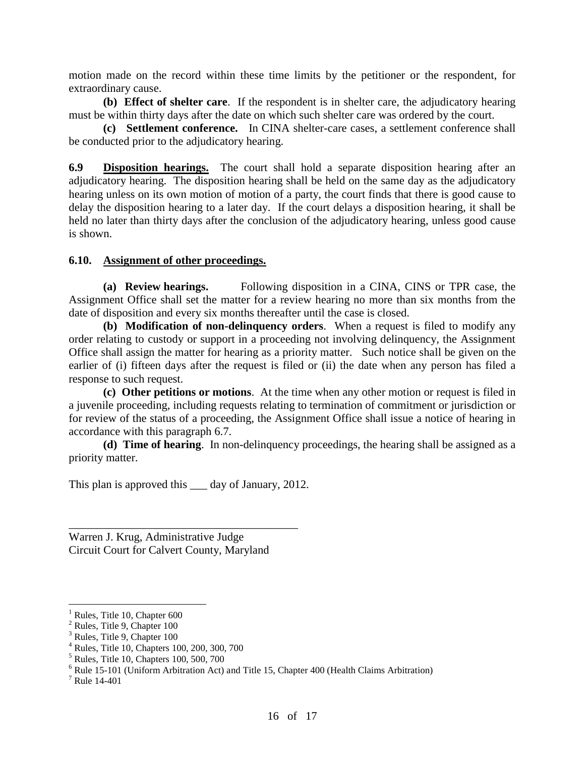motion made on the record within these time limits by the petitioner or the respondent, for extraordinary cause.

**(b) Effect of shelter care**. If the respondent is in shelter care, the adjudicatory hearing must be within thirty days after the date on which such shelter care was ordered by the court.

**(c) Settlement conference.** In CINA shelter-care cases, a settlement conference shall be conducted prior to the adjudicatory hearing.

**6.9 Disposition hearings.** The court shall hold a separate disposition hearing after an adjudicatory hearing. The disposition hearing shall be held on the same day as the adjudicatory hearing unless on its own motion of motion of a party, the court finds that there is good cause to delay the disposition hearing to a later day. If the court delays a disposition hearing, it shall be held no later than thirty days after the conclusion of the adjudicatory hearing, unless good cause is shown.

**6.10. Assignment of other proceedings.**

**(a) Review hearings.** Following disposition in a CINA, CINS or TPR case, the Assignment Office shall set the matter for a review hearing no more than six months from the date of disposition and every six months thereafter until the case is closed.

**(b) Modification of non-delinquency orders**. When a request is filed to modify any order relating to custody or support in a proceeding not involving delinquency, the Assignment Office shall assign the matter for hearing as a priority matter. Such notice shall be given on the earlier of (i) fifteen days after the request is filed or (ii) the date when any person has filed a response to such request.

**(c) Other petitions or motions**. At the time when any other motion or request is filed in a juvenile proceeding, including requests relating to termination of commitment or jurisdiction or for review of the status of a proceeding, the Assignment Office shall issue a notice of hearing in accordance with this paragraph 6.7.

**(d) Time of hearing**. In non-delinquency proceedings, the hearing shall be assigned as a priority matter.

This plan is approved this ___ day of January, 2012.

\_\_\_\_\_\_\_\_\_\_\_\_\_\_\_\_\_\_\_\_\_\_\_\_\_\_\_\_\_\_\_\_\_\_\_\_\_\_\_\_

Warren J. Krug, Administrative Judge
Circuit Court for Calvert County, Maryland

---

[1] Rules, Title 10, Chapter 600
[2] Rules, Title 9, Chapter 100
[3] Rules, Title 9, Chapter 100
[4] Rules, Title 10, Chapters 100, 200, 300, 700
[5] Rules, Title 10, Chapters 100, 500, 700
[6] Rule 15-101 (Uniform Arbitration Act) and Title 15, Chapter 400 (Health Claims Arbitration)
[7] Rule 14-401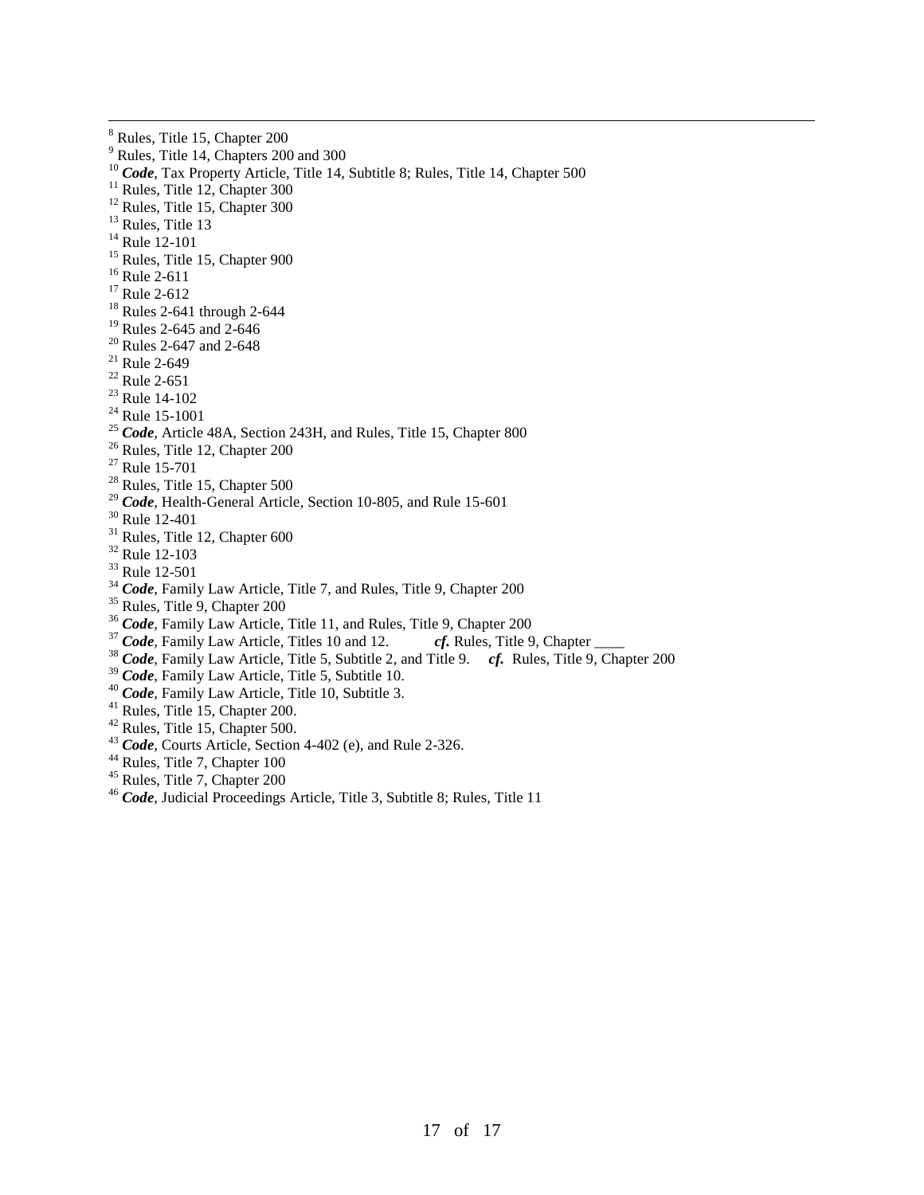[8] Rules, Title 15, Chapter 200

[9] Rules, Title 14, Chapters 200 and 300

[10] ***Code***, Tax Property Article, Title 14, Subtitle 8; Rules, Title 14, Chapter 500

[11] Rules, Title 12, Chapter 300

[12] Rules, Title 15, Chapter 300

[13] Rules, Title 13

[14] Rule 12-101

[15] Rules, Title 15, Chapter 900

[16] Rule 2-611

[17] Rule 2-612

[18] Rules 2-641 through 2-644

[19] Rules 2-645 and 2-646

[20] Rules 2-647 and 2-648

[21] Rule 2-649

[22] Rule 2-651

[23] Rule 14-102

[24] Rule 15-1001

[25] ***Code***, Article 48A, Section 243H, and Rules, Title 15, Chapter 800

[26] Rules, Title 12, Chapter 200

[27] Rule 15-701

[28] Rules, Title 15, Chapter 500

[29] ***Code***, Health-General Article, Section 10-805, and Rule 15-601

[30] Rule 12-401

[31] Rules, Title 12, Chapter 600

[32] Rule 12-103

[33] Rule 12-501

[34] ***Code***, Family Law Article, Title 7, and Rules, Title 9, Chapter 200

[35] Rules, Title 9, Chapter 200

[36] ***Code***, Family Law Article, Title 11, and Rules, Title 9, Chapter 200

[37] ***Code***, Family Law Article, Titles 10 and 12. ***cf.*** Rules, Title 9, Chapter ____

[38] ***Code***, Family Law Article, Title 5, Subtitle 2, and Title 9. ***cf.*** Rules, Title 9, Chapter 200

[39] ***Code***, Family Law Article, Title 5, Subtitle 10.

[40] ***Code***, Family Law Article, Title 10, Subtitle 3.

[41] Rules, Title 15, Chapter 200.

[42] Rules, Title 15, Chapter 500.

[43] ***Code***, Courts Article, Section 4-402 (e), and Rule 2-326.

[44] Rules, Title 7, Chapter 100

[45] Rules, Title 7, Chapter 200

[46] ***Code***, Judicial Proceedings Article, Title 3, Subtitle 8; Rules, Title 11